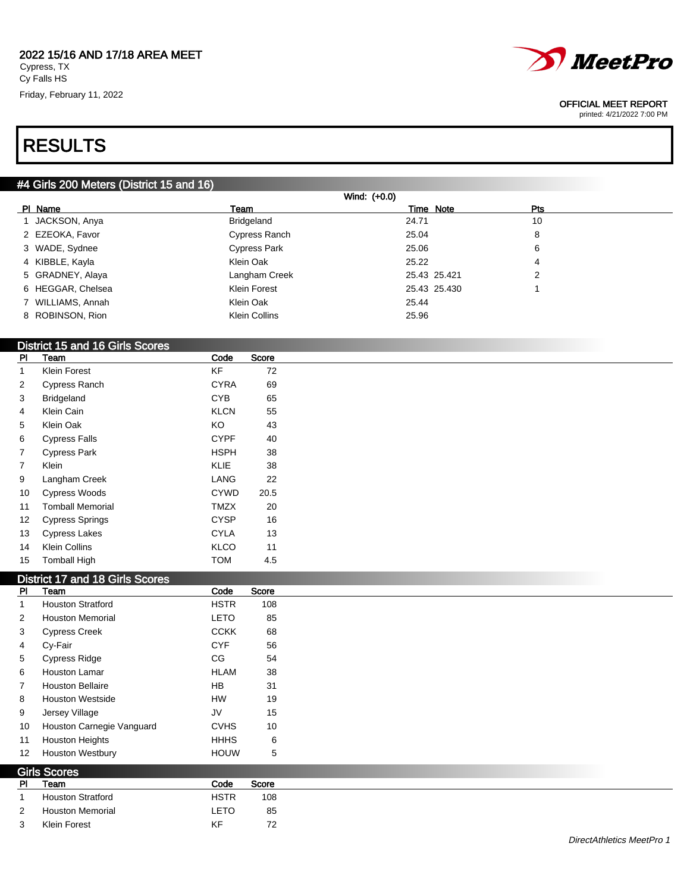2022 15/16 AND 17/18 AREA MEET
Cypress, TX
Cy Falls HS
Friday, February 11, 2022

OFFICIAL MEET REPORT
printed: 4/21/2022 7:00 PM

# RESULTS

## #4 Girls 200 Meters (District 15 and 16)

Wind: (+0.0)

| Pl | Name | Team | Time | Note | Pts |
|---|---|---|---|---|---|
| 1 | JACKSON, Anya | Bridgeland | 24.71 | | 10 |
| 2 | EZEOKA, Favor | Cypress Ranch | 25.04 | | 8 |
| 3 | WADE, Sydnee | Cypress Park | 25.06 | | 6 |
| 4 | KIBBLE, Kayla | Klein Oak | 25.22 | | 4 |
| 5 | GRADNEY, Alaya | Langham Creek | 25.43 | 25.421 | 2 |
| 6 | HEGGAR, Chelsea | Klein Forest | 25.43 | 25.430 | 1 |
| 7 | WILLIAMS, Annah | Klein Oak | 25.44 | | |
| 8 | ROBINSON, Rion | Klein Collins | 25.96 | | |

## District 15 and 16 Girls Scores

| Pl | Team | Code | Score |
|---|---|---|---|
| 1 | Klein Forest | KF | 72 |
| 2 | Cypress Ranch | CYRA | 69 |
| 3 | Bridgeland | CYB | 65 |
| 4 | Klein Cain | KLCN | 55 |
| 5 | Klein Oak | KO | 43 |
| 6 | Cypress Falls | CYPF | 40 |
| 7 | Cypress Park | HSPH | 38 |
| 7 | Klein | KLIE | 38 |
| 9 | Langham Creek | LANG | 22 |
| 10 | Cypress Woods | CYWD | 20.5 |
| 11 | Tomball Memorial | TMZX | 20 |
| 12 | Cypress Springs | CYSP | 16 |
| 13 | Cypress Lakes | CYLA | 13 |
| 14 | Klein Collins | KLCO | 11 |
| 15 | Tomball High | TOM | 4.5 |

## District 17 and 18 Girls Scores

| Pl | Team | Code | Score |
|---|---|---|---|
| 1 | Houston Stratford | HSTR | 108 |
| 2 | Houston Memorial | LETO | 85 |
| 3 | Cypress Creek | CCKK | 68 |
| 4 | Cy-Fair | CYF | 56 |
| 5 | Cypress Ridge | CG | 54 |
| 6 | Houston Lamar | HLAM | 38 |
| 7 | Houston Bellaire | HB | 31 |
| 8 | Houston Westside | HW | 19 |
| 9 | Jersey Village | JV | 15 |
| 10 | Houston Carnegie Vanguard | CVHS | 10 |
| 11 | Houston Heights | HHHS | 6 |
| 12 | Houston Westbury | HOUW | 5 |

## Girls Scores

| Pl | Team | Code | Score |
|---|---|---|---|
| 1 | Houston Stratford | HSTR | 108 |
| 2 | Houston Memorial | LETO | 85 |
| 3 | Klein Forest | KF | 72 |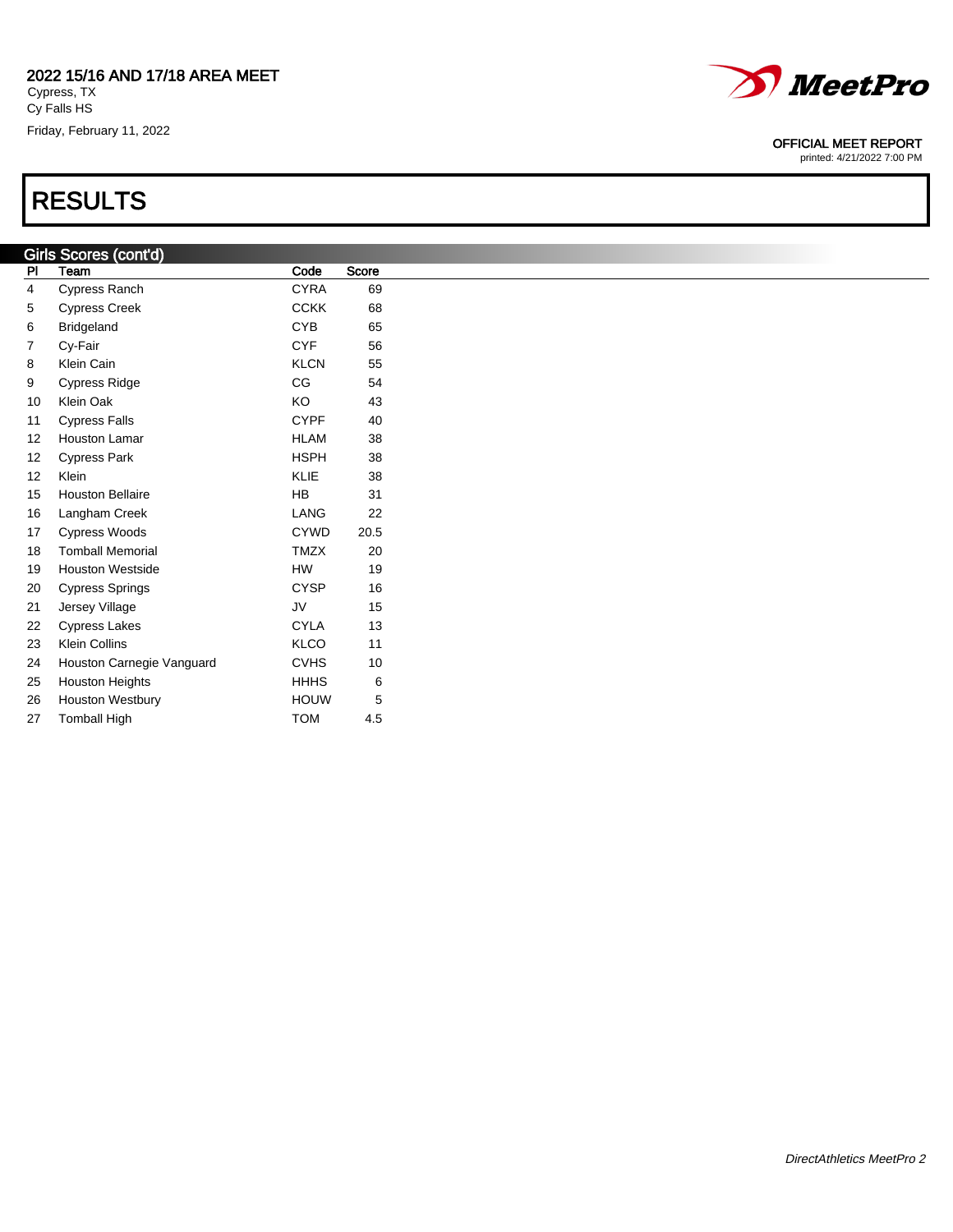2022 15/16 AND 17/18 AREA MEET
Cypress, TX
Cy Falls HS
Friday, February 11, 2022

OFFICIAL MEET REPORT
printed: 4/21/2022 7:00 PM

# RESULTS

## Girls Scores (cont'd)

| Pl | Team | Code | Score |
|---|---|---|---|
| 4 | Cypress Ranch | CYRA | 69 |
| 5 | Cypress Creek | CCKK | 68 |
| 6 | Bridgeland | CYB | 65 |
| 7 | Cy-Fair | CYF | 56 |
| 8 | Klein Cain | KLCN | 55 |
| 9 | Cypress Ridge | CG | 54 |
| 10 | Klein Oak | KO | 43 |
| 11 | Cypress Falls | CYPF | 40 |
| 12 | Houston Lamar | HLAM | 38 |
| 12 | Cypress Park | HSPH | 38 |
| 12 | Klein | KLIE | 38 |
| 15 | Houston Bellaire | HB | 31 |
| 16 | Langham Creek | LANG | 22 |
| 17 | Cypress Woods | CYWD | 20.5 |
| 18 | Tomball Memorial | TMZX | 20 |
| 19 | Houston Westside | HW | 19 |
| 20 | Cypress Springs | CYSP | 16 |
| 21 | Jersey Village | JV | 15 |
| 22 | Cypress Lakes | CYLA | 13 |
| 23 | Klein Collins | KLCO | 11 |
| 24 | Houston Carnegie Vanguard | CVHS | 10 |
| 25 | Houston Heights | HHHS | 6 |
| 26 | Houston Westbury | HOUW | 5 |
| 27 | Tomball High | TOM | 4.5 |